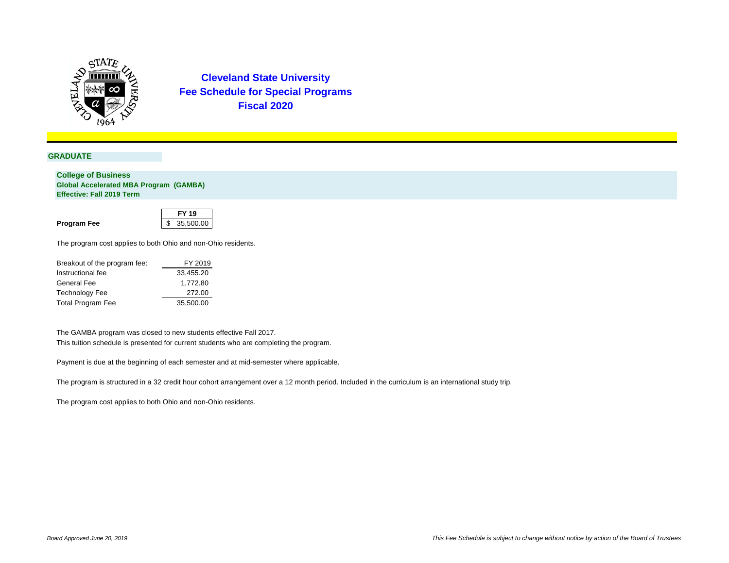# Cleveland State University
# Fee Schedule for Special Programs
# Fiscal 2020

## GRADUATE

### College of Business
**Global Accelerated MBA Program (GAMBA)**
**Effective: Fall 2019 Term**

| | FY 19 |
|---|---|
| **Program Fee** | $ 35,500.00 |

The program cost applies to both Ohio and non-Ohio residents.

| Breakout of the program fee: | FY 2019 |
|---|---|
| Instructional fee | 33,455.20 |
| General Fee | 1,772.80 |
| Technology Fee | 272.00 |
| Total Program Fee | 35,500.00 |

The GAMBA program was closed to new students effective Fall 2017.
This tuition schedule is presented for current students who are completing the program.

Payment is due at the beginning of each semester and at mid-semester where applicable.

The program is structured in a 32 credit hour cohort arrangement over a 12 month period. Included in the curriculum is an international study trip.

The program cost applies to both Ohio and non-Ohio residents.

*Board Approved June 20, 2019*

*This Fee Schedule is subject to change without notice by action of the Board of Trustees*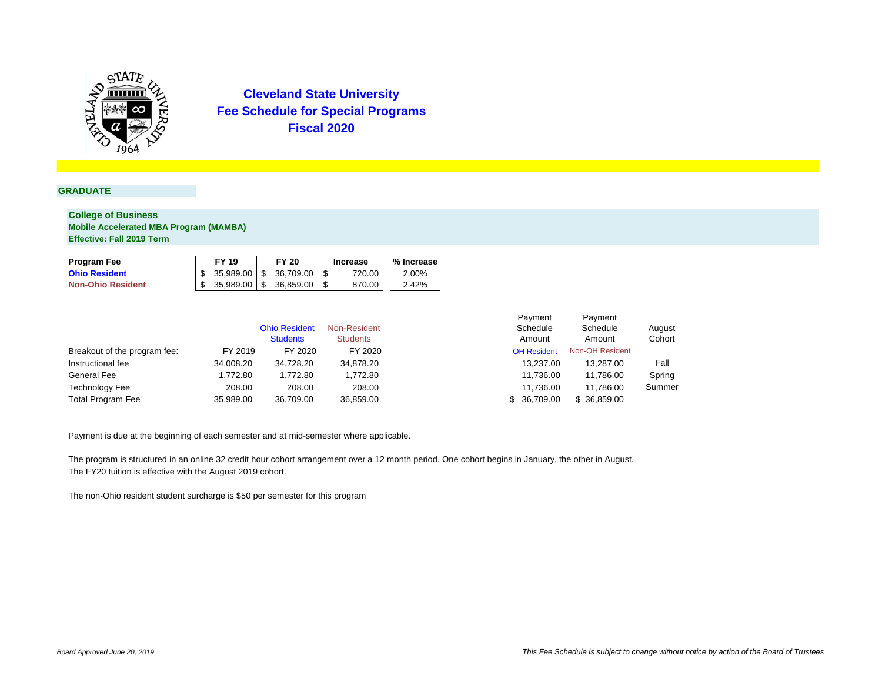# Cleveland State University
## Fee Schedule for Special Programs
## Fiscal 2020

### GRADUATE

**College of Business**
**Mobile Accelerated MBA Program (MAMBA)**
**Effective: Fall 2019 Term**

| Program Fee | FY 19 | FY 20 | Increase | % Increase |
|---|---|---|---|---|
| Ohio Resident | $ 35,989.00 | $ 36,709.00 | $ 720.00 | 2.00% |
| Non-Ohio Resident | $ 35,989.00 | $ 36,859.00 | $ 870.00 | 2.42% |

| | | Ohio Resident Students | Non-Resident Students |
|---|---|---|---|
| Breakout of the program fee: | FY 2019 | FY 2020 | FY 2020 |
| Instructional fee | 34,008.20 | 34,728.20 | 34,878.20 |
| General Fee | 1,772.80 | 1,772.80 | 1,772.80 |
| Technology Fee | 208.00 | 208.00 | 208.00 |
| Total Program Fee | 35,989.00 | 36,709.00 | 36,859.00 |

| Payment Schedule Amount OH Resident | Payment Schedule Amount Non-OH Resident | August Cohort |
|---|---|---|
| 13,237.00 | 13,287.00 | Fall |
| 11,736.00 | 11,786.00 | Spring |
| 11,736.00 | 11,786.00 | Summer |
| $ 36,709.00 | $ 36,859.00 | |

Payment is due at the beginning of each semester and at mid-semester where applicable.

The program is structured in an online 32 credit hour cohort arrangement over a 12 month period. One cohort begins in January, the other in August.
The FY20 tuition is effective with the August 2019 cohort.

The non-Ohio resident student surcharge is $50 per semester for this program

*Board Approved June 20, 2019*

*This Fee Schedule is subject to change without notice by action of the Board of Trustees*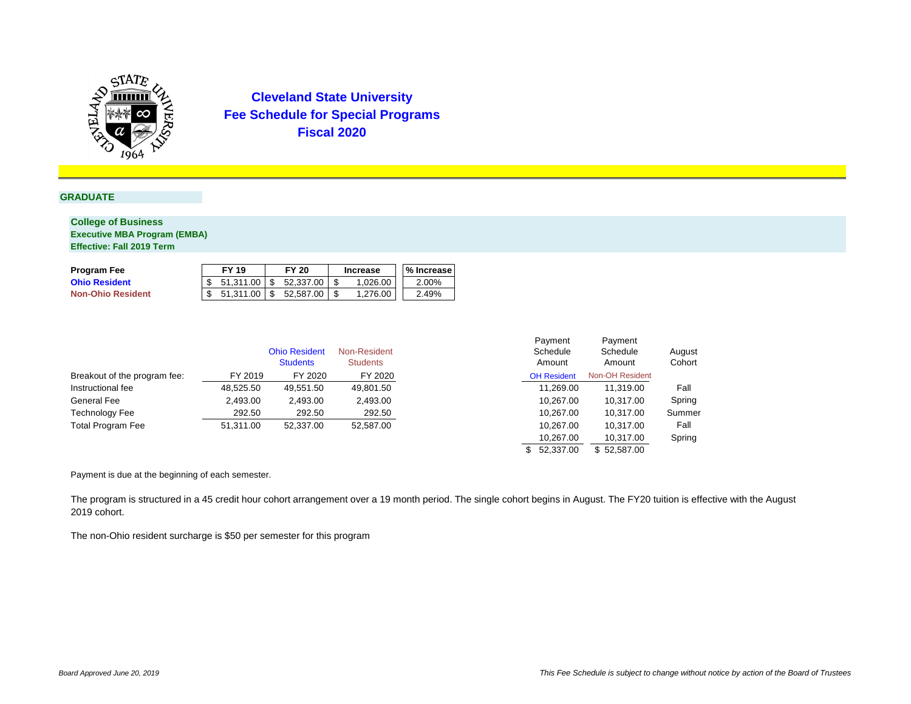# Cleveland State University
## Fee Schedule for Special Programs
## Fiscal 2020

### GRADUATE

**College of Business**
**Executive MBA Program (EMBA)**
**Effective: Fall 2019 Term**

| Program Fee | FY 19 | FY 20 | Increase | % Increase |
|---|---|---|---|---|
| **Ohio Resident** | $ 51,311.00 | $ 52,337.00 | $ 1,026.00 | 2.00% |
| **Non-Ohio Resident** | $ 51,311.00 | $ 52,587.00 | $ 1,276.00 | 2.49% |

| | | Ohio Resident Students | Non-Resident Students |
|---|---|---|---|
| Breakout of the program fee: | FY 2019 | FY 2020 | FY 2020 |
| Instructional fee | 48,525.50 | 49,551.50 | 49,801.50 |
| General Fee | 2,493.00 | 2,493.00 | 2,493.00 |
| Technology Fee | 292.50 | 292.50 | 292.50 |
| Total Program Fee | 51,311.00 | 52,337.00 | 52,587.00 |

| Payment Schedule Amount (OH Resident) | Payment Schedule Amount (Non-OH Resident) | August Cohort |
|---|---|---|
| 11,269.00 | 11,319.00 | Fall |
| 10,267.00 | 10,317.00 | Spring |
| 10,267.00 | 10,317.00 | Summer |
| 10,267.00 | 10,317.00 | Fall |
| 10,267.00 | 10,317.00 | Spring |
| $ 52,337.00 | $ 52,587.00 | |

Payment is due at the beginning of each semester.

The program is structured in a 45 credit hour cohort arrangement over a 19 month period. The single cohort begins in August. The FY20 tuition is effective with the August 2019 cohort.

The non-Ohio resident surcharge is $50 per semester for this program

*Board Approved June 20, 2019*

*This Fee Schedule is subject to change without notice by action of the Board of Trustees*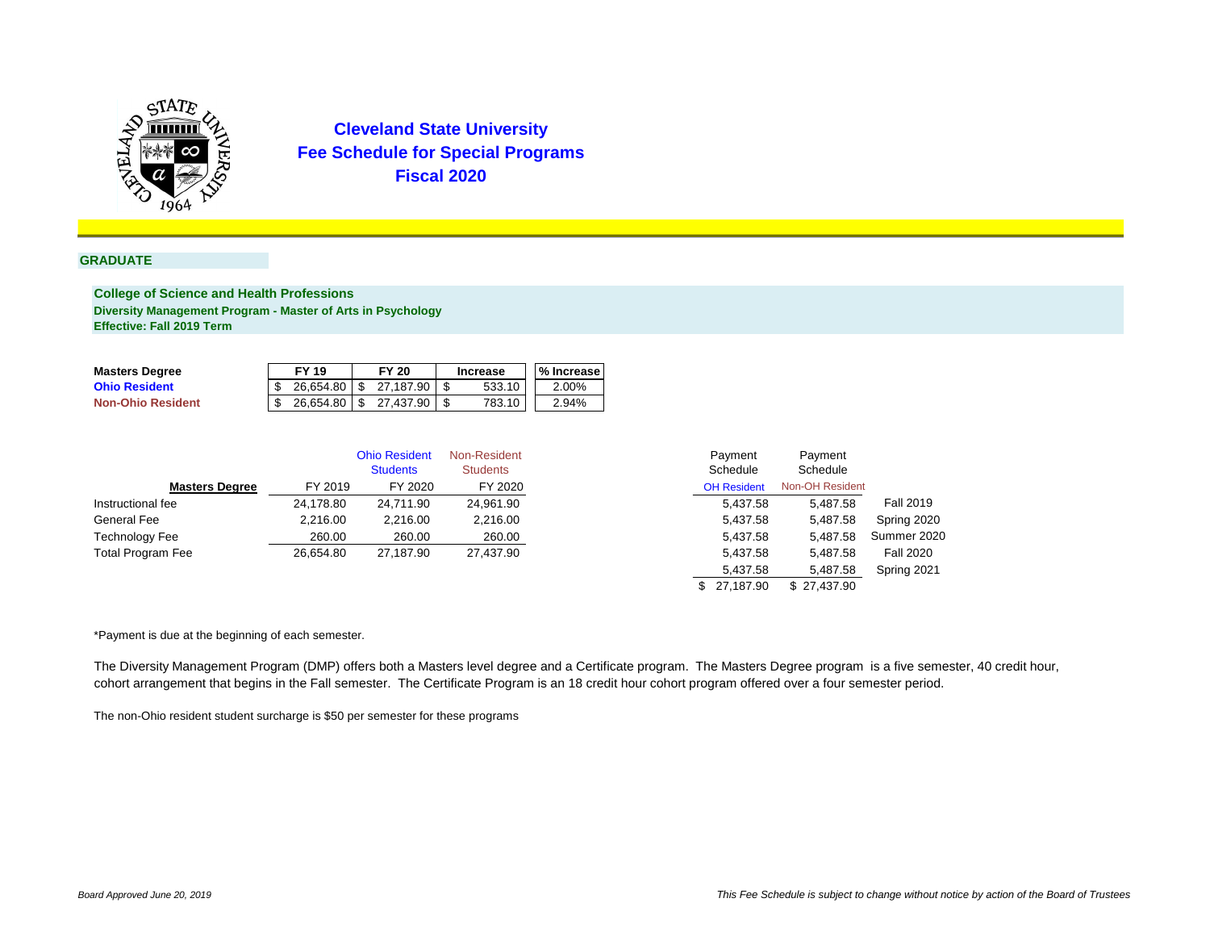# Cleveland State University
## Fee Schedule for Special Programs
## Fiscal 2020

### GRADUATE

**College of Science and Health Professions**
**Diversity Management Program - Master of Arts in Psychology**
**Effective: Fall 2019 Term**

| Masters Degree | FY 19 | FY 20 | Increase | % Increase |
|---|---|---|---|---|
| Ohio Resident | $ 26,654.80 | $ 27,187.90 | $ 533.10 | 2.00% |
| Non-Ohio Resident | $ 26,654.80 | $ 27,437.90 | $ 783.10 | 2.94% |

| Masters Degree | FY 2019 | Ohio Resident Students FY 2020 | Non-Resident Students FY 2020 |
|---|---|---|---|
| Instructional fee | 24,178.80 | 24,711.90 | 24,961.90 |
| General Fee | 2,216.00 | 2,216.00 | 2,216.00 |
| Technology Fee | 260.00 | 260.00 | 260.00 |
| Total Program Fee | 26,654.80 | 27,187.90 | 27,437.90 |

| Payment Schedule OH Resident | Payment Schedule Non-OH Resident | |
|---|---|---|
| 5,437.58 | 5,487.58 | Fall 2019 |
| 5,437.58 | 5,487.58 | Spring 2020 |
| 5,437.58 | 5,487.58 | Summer 2020 |
| 5,437.58 | 5,487.58 | Fall 2020 |
| 5,437.58 | 5,487.58 | Spring 2021 |
| $ 27,187.90 | $ 27,437.90 | |

*Payment is due at the beginning of each semester.

The Diversity Management Program (DMP) offers both a Masters level degree and a Certificate program. The Masters Degree program is a five semester, 40 credit hour, cohort arrangement that begins in the Fall semester. The Certificate Program is an 18 credit hour cohort program offered over a four semester period.

The non-Ohio resident student surcharge is $50 per semester for these programs

*Board Approved June 20, 2019*

*This Fee Schedule is subject to change without notice by action of the Board of Trustees*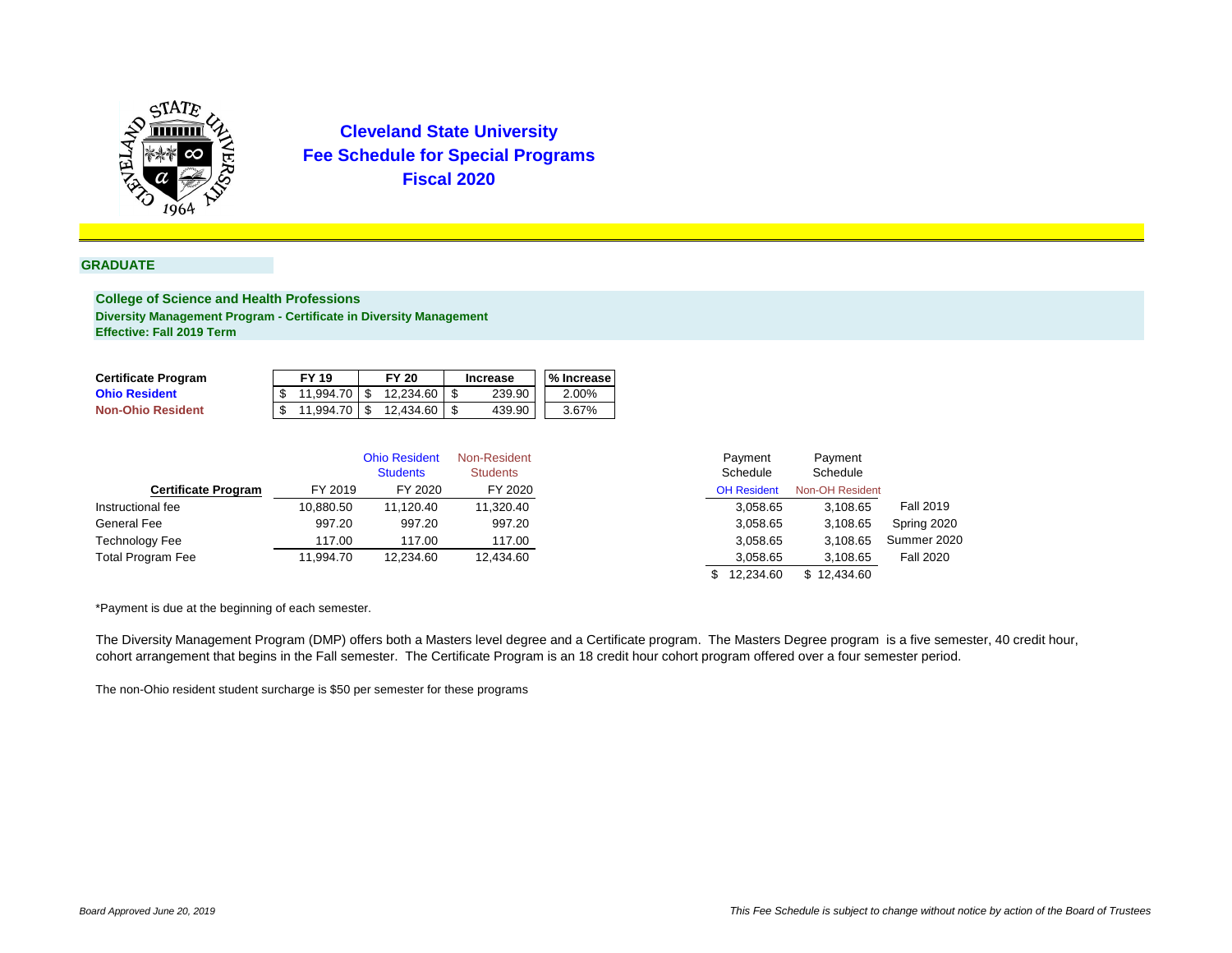# Cleveland State University
## Fee Schedule for Special Programs
## Fiscal 2020

### GRADUATE

**College of Science and Health Professions**
**Diversity Management Program - Certificate in Diversity Management**
**Effective: Fall 2019 Term**

| Certificate Program | FY 19 | FY 20 | Increase | % Increase |
|---|---|---|---|---|
| **Ohio Resident** | $ 11,994.70 | $ 12,234.60 | $ 239.90 | 2.00% |
| **Non-Ohio Resident** | $ 11,994.70 | $ 12,434.60 | $ 439.90 | 3.67% |

| | | Ohio Resident Students | Non-Resident Students |
|---|---|---|---|
| **Certificate Program** | FY 2019 | FY 2020 | FY 2020 |
| Instructional fee | 10,880.50 | 11,120.40 | 11,320.40 |
| General Fee | 997.20 | 997.20 | 997.20 |
| Technology Fee | 117.00 | 117.00 | 117.00 |
| Total Program Fee | 11,994.70 | 12,234.60 | 12,434.60 |

| Payment Schedule OH Resident | Payment Schedule Non-OH Resident | |
|---|---|---|
| 3,058.65 | 3,108.65 | Fall 2019 |
| 3,058.65 | 3,108.65 | Spring 2020 |
| 3,058.65 | 3,108.65 | Summer 2020 |
| 3,058.65 | 3,108.65 | Fall 2020 |
| $ 12,234.60 | $ 12,434.60 | |

*Payment is due at the beginning of each semester.

The Diversity Management Program (DMP) offers both a Masters level degree and a Certificate program. The Masters Degree program is a five semester, 40 credit hour, cohort arrangement that begins in the Fall semester. The Certificate Program is an 18 credit hour cohort program offered over a four semester period.

The non-Ohio resident student surcharge is $50 per semester for these programs

*Board Approved June 20, 2019*

*This Fee Schedule is subject to change without notice by action of the Board of Trustees*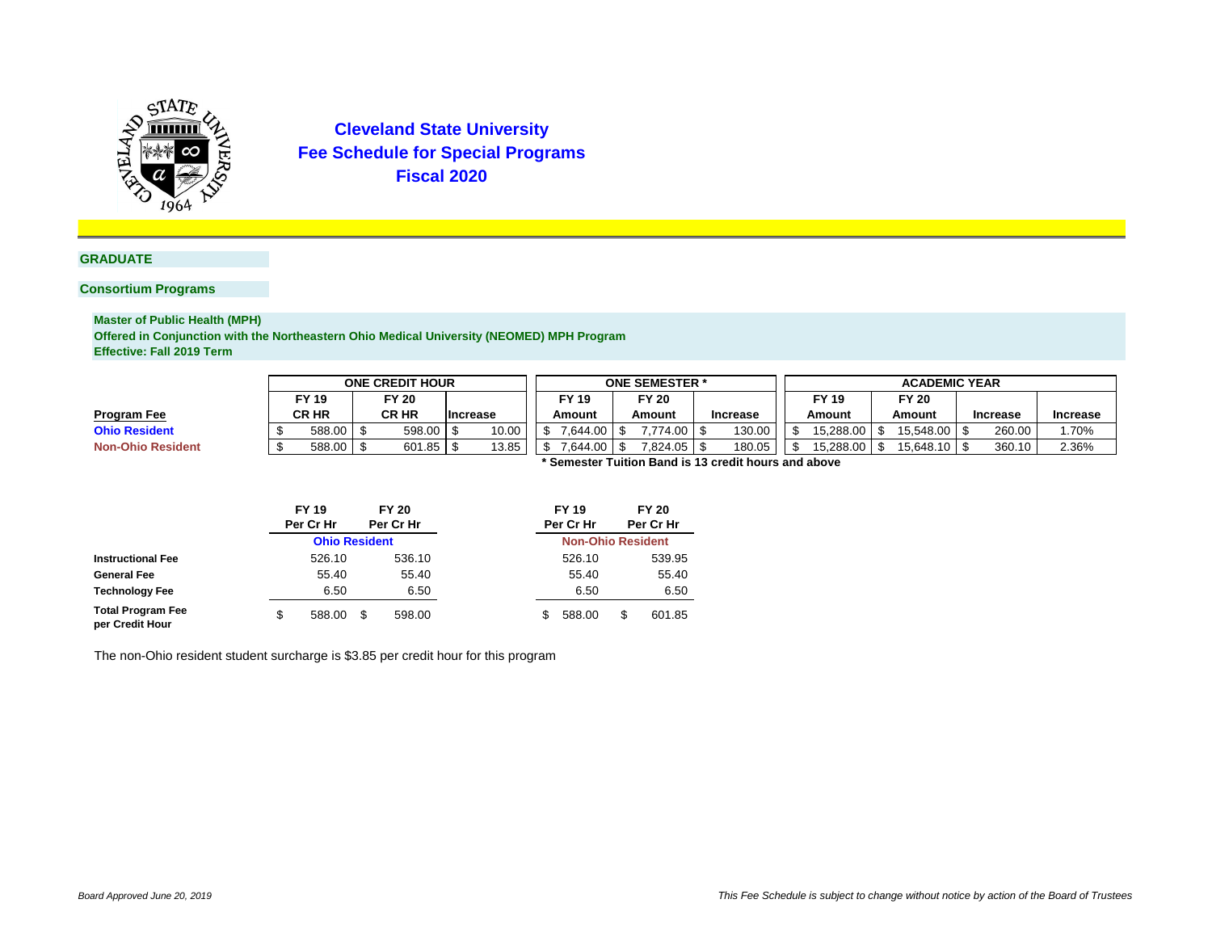# Cleveland State University
## Fee Schedule for Special Programs
## Fiscal 2020

**GRADUATE**

**Consortium Programs**

**Master of Public Health (MPH)**
**Offered in Conjunction with the Northeastern Ohio Medical University (NEOMED) MPH Program**
**Effective: Fall 2019 Term**

| | ONE CREDIT HOUR | | | ONE SEMESTER * | | | ACADEMIC YEAR | | | |
|---|---|---|---|---|---|---|---|---|---|---|
| **Program Fee** | FY 19 CR HR | FY 20 CR HR | Increase | FY 19 Amount | FY 20 Amount | Increase | FY 19 Amount | FY 20 Amount | Increase | Increase |
| **Ohio Resident** | $ 588.00 | $ 598.00 | $ 10.00 | $ 7,644.00 | $ 7,774.00 | $ 130.00 | $ 15,288.00 | $ 15,548.00 | $ 260.00 | 1.70% |
| **Non-Ohio Resident** | $ 588.00 | $ 601.85 | $ 13.85 | $ 7,644.00 | $ 7,824.05 | $ 180.05 | $ 15,288.00 | $ 15,648.10 | $ 360.10 | 2.36% |

**\* Semester Tuition Band is 13 credit hours and above**

| | Ohio Resident | | Non-Ohio Resident | |
|---|---|---|---|---|
| | FY 19 Per Cr Hr | FY 20 Per Cr Hr | FY 19 Per Cr Hr | FY 20 Per Cr Hr |
| **Instructional Fee** | 526.10 | 536.10 | 526.10 | 539.95 |
| **General Fee** | 55.40 | 55.40 | 55.40 | 55.40 |
| **Technology Fee** | 6.50 | 6.50 | 6.50 | 6.50 |
| **Total Program Fee per Credit Hour** | $ 588.00 | $ 598.00 | $ 588.00 | $ 601.85 |

The non-Ohio resident student surcharge is $3.85 per credit hour for this program

*Board Approved June 20, 2019*

*This Fee Schedule is subject to change without notice by action of the Board of Trustees*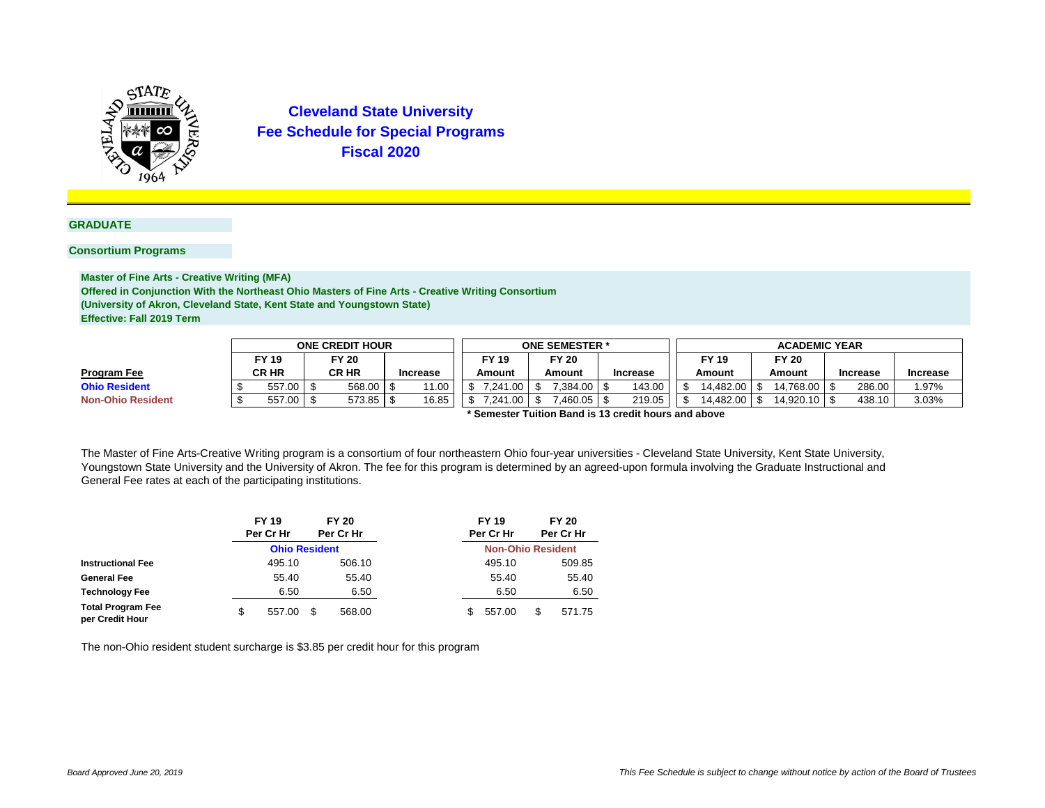# Cleveland State University
## Fee Schedule for Special Programs
## Fiscal 2020

### GRADUATE

### Consortium Programs

**Master of Fine Arts - Creative Writing (MFA)**
**Offered in Conjunction With the Northeast Ohio Masters of Fine Arts - Creative Writing Consortium**
**(University of Akron, Cleveland State, Kent State and Youngstown State)**
**Effective: Fall 2019 Term**

| | ONE CREDIT HOUR | | | ONE SEMESTER * | | | ACADEMIC YEAR | | | |
|---|---|---|---|---|---|---|---|---|---|---|
| **Program Fee** | FY 19 CR HR | FY 20 CR HR | Increase | FY 19 Amount | FY 20 Amount | Increase | FY 19 Amount | FY 20 Amount | Increase | Increase |
| **Ohio Resident** | $ 557.00 | $ 568.00 | $ 11.00 | $ 7,241.00 | $ 7,384.00 | $ 143.00 | $ 14,482.00 | $ 14,768.00 | $ 286.00 | 1.97% |
| **Non-Ohio Resident** | $ 557.00 | $ 573.85 | $ 16.85 | $ 7,241.00 | $ 7,460.05 | $ 219.05 | $ 14,482.00 | $ 14,920.10 | $ 438.10 | 3.03% |

**\* Semester Tuition Band is 13 credit hours and above**

The Master of Fine Arts-Creative Writing program is a consortium of four northeastern Ohio four-year universities - Cleveland State University, Kent State University, Youngstown State University and the University of Akron. The fee for this program is determined by an agreed-upon formula involving the Graduate Instructional and General Fee rates at each of the participating institutions.

| | Ohio Resident FY 19 Per Cr Hr | Ohio Resident FY 20 Per Cr Hr | Non-Ohio Resident FY 19 Per Cr Hr | Non-Ohio Resident FY 20 Per Cr Hr |
|---|---|---|---|---|
| **Instructional Fee** | 495.10 | 506.10 | 495.10 | 509.85 |
| **General Fee** | 55.40 | 55.40 | 55.40 | 55.40 |
| **Technology Fee** | 6.50 | 6.50 | 6.50 | 6.50 |
| **Total Program Fee per Credit Hour** | $ 557.00 | $ 568.00 | $ 557.00 | $ 571.75 |

The non-Ohio resident student surcharge is $3.85 per credit hour for this program

*Board Approved June 20, 2019*

*This Fee Schedule is subject to change without notice by action of the Board of Trustees*